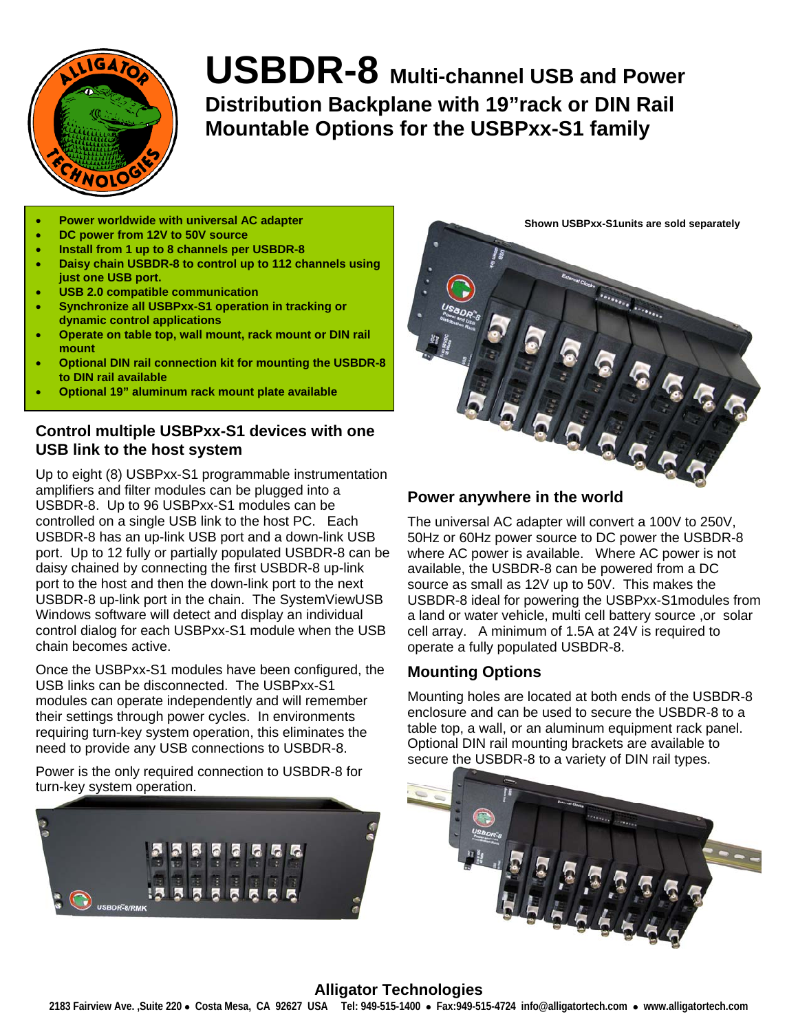# USBDR-8 Multi-channel USB and Power Distribution Backplane with 19"rack or DIN Rail Mountable Options for the USBPxx-S1 family

- **Power worldwide with universal AC adapter**
- **DC power from 12V to 50V source**
- **Install from 1 up to 8 channels per USBDR-8**
- **Daisy chain USBDR-8 to control up to 112 channels using just one USB port.**
- **USB 2.0 compatible communication**
- **Synchronize all USBPxx-S1 operation in tracking or dynamic control applications**
- **Operate on table top, wall mount, rack mount or DIN rail mount**
- **Optional DIN rail connection kit for mounting the USBDR-8 to DIN rail available**
- **Optional 19" aluminum rack mount plate available**

**Shown USBPxx-S1units are sold separately**

## Control multiple USBPxx-S1 devices with one USB link to the host system

Up to eight (8) USBPxx-S1 programmable instrumentation amplifiers and filter modules can be plugged into a USBDR-8. Up to 96 USBPxx-S1 modules can be controlled on a single USB link to the host PC. Each USBDR-8 has an up-link USB port and a down-link USB port. Up to 12 fully or partially populated USBDR-8 can be daisy chained by connecting the first USBDR-8 up-link port to the host and then the down-link port to the next USBDR-8 up-link port in the chain. The SystemViewUSB Windows software will detect and display an individual control dialog for each USBPxx-S1 module when the USB chain becomes active.

Once the USBPxx-S1 modules have been configured, the USB links can be disconnected. The USBPxx-S1 modules can operate independently and will remember their settings through power cycles. In environments requiring turn-key system operation, this eliminates the need to provide any USB connections to USBDR-8.

Power is the only required connection to USBDR-8 for turn-key system operation.

## Power anywhere in the world

The universal AC adapter will convert a 100V to 250V, 50Hz or 60Hz power source to DC power the USBDR-8 where AC power is available. Where AC power is not available, the USBDR-8 can be powered from a DC source as small as 12V up to 50V. This makes the USBDR-8 ideal for powering the USBPxx-S1modules from a land or water vehicle, multi cell battery source ,or solar cell array. A minimum of 1.5A at 24V is required to operate a fully populated USBDR-8.

## Mounting Options

Mounting holes are located at both ends of the USBDR-8 enclosure and can be used to secure the USBDR-8 to a table top, a wall, or an aluminum equipment rack panel. Optional DIN rail mounting brackets are available to secure the USBDR-8 to a variety of DIN rail types.

**Alligator Technologies**

2183 Fairview Ave. ,Suite 220 • Costa Mesa, CA 92627 USA Tel: 949-515-1400 • Fax:949-515-4724 info@alligatortech.com • www.alligatortech.com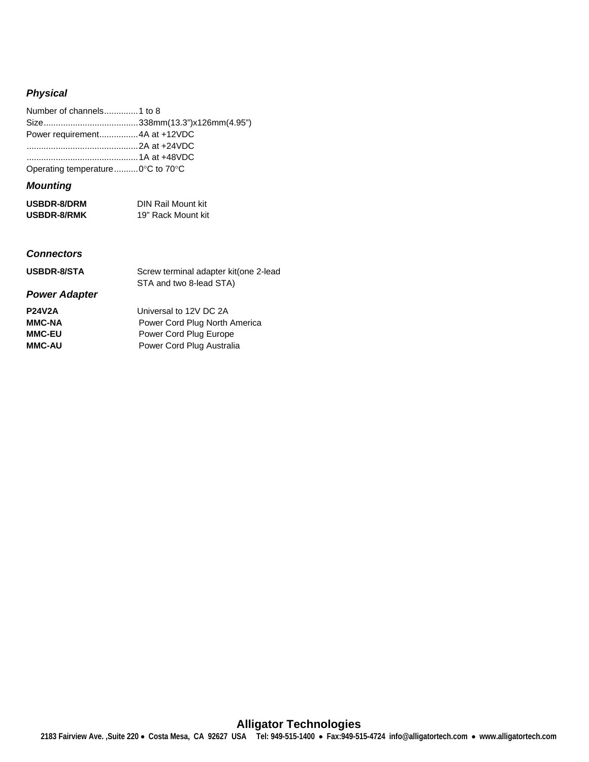### *Physical*

Number of channels.............1 to 8
Size.......................................338mm(13.3”)x126mm(4.95”)
Power requirement................4A at +12VDC
.............................................2A at +24VDC
.............................................1A at +48VDC
Operating temperature..........0°C to 70°C

### *Mounting*

| | |
|---|---|
| **USBDR-8/DRM** | DIN Rail Mount kit |
| **USBDR-8/RMK** | 19” Rack Mount kit |

### *Connectors*

| | |
|---|---|
| **USBDR-8/STA** | Screw terminal adapter kit(one 2-lead STA and two 8-lead STA) |

### *Power Adapter*

| | |
|---|---|
| **P24V2A** | Universal to 12V DC 2A |
| **MMC-NA** | Power Cord Plug North America |
| **MMC-EU** | Power Cord Plug Europe |
| **MMC-AU** | Power Cord Plug Australia |

**Alligator Technologies**

**2183 Fairview Ave. ,Suite 220 • Costa Mesa, CA 92627 USA Tel: 949-515-1400 • Fax:949-515-4724 info@alligatortech.com • www.alligatortech.com**